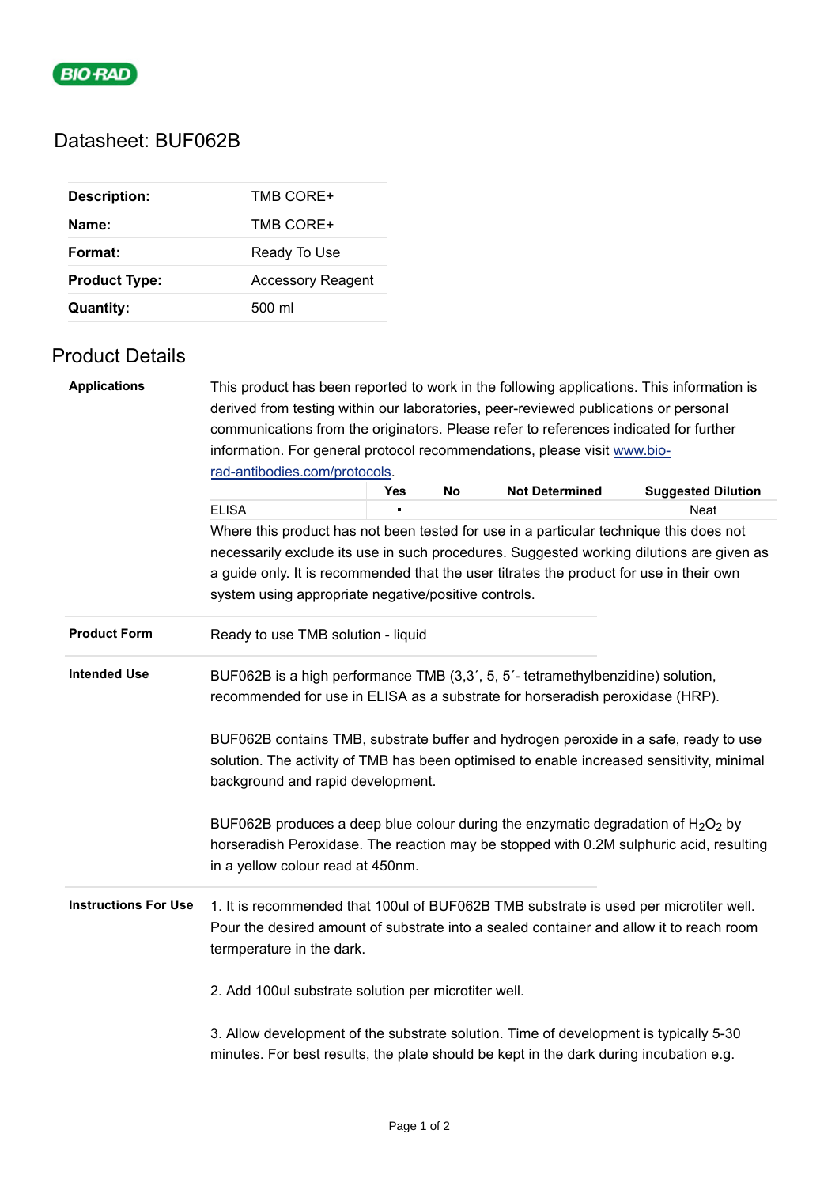# Datasheet: BUF062B

| | |
|---|---|
| **Description:** | TMB CORE+ |
| **Name:** | TMB CORE+ |
| **Format:** | Ready To Use |
| **Product Type:** | Accessory Reagent |
| **Quantity:** | 500 ml |

## Product Details

**Applications**

This product has been reported to work in the following applications. This information is derived from testing within our laboratories, peer-reviewed publications or personal communications from the originators. Please refer to references indicated for further information. For general protocol recommendations, please visit www.bio-rad-antibodies.com/protocols.

| | Yes | No | Not Determined | Suggested Dilution |
|---|---|---|---|---|
| ELISA | ▪ | | | Neat |

Where this product has not been tested for use in a particular technique this does not necessarily exclude its use in such procedures. Suggested working dilutions are given as a guide only. It is recommended that the user titrates the product for use in their own system using appropriate negative/positive controls.

**Product Form**

Ready to use TMB solution - liquid

**Intended Use**

BUF062B is a high performance TMB (3,3´, 5, 5´- tetramethylbenzidine) solution, recommended for use in ELISA as a substrate for horseradish peroxidase (HRP).

BUF062B contains TMB, substrate buffer and hydrogen peroxide in a safe, ready to use solution. The activity of TMB has been optimised to enable increased sensitivity, minimal background and rapid development.

BUF062B produces a deep blue colour during the enzymatic degradation of $H_2O_2$ by horseradish Peroxidase. The reaction may be stopped with 0.2M sulphuric acid, resulting in a yellow colour read at 450nm.

**Instructions For Use**

1. It is recommended that 100ul of BUF062B TMB substrate is used per microtiter well. Pour the desired amount of substrate into a sealed container and allow it to reach room termperature in the dark.

2. Add 100ul substrate solution per microtiter well.

3. Allow development of the substrate solution. Time of development is typically 5-30 minutes. For best results, the plate should be kept in the dark during incubation e.g.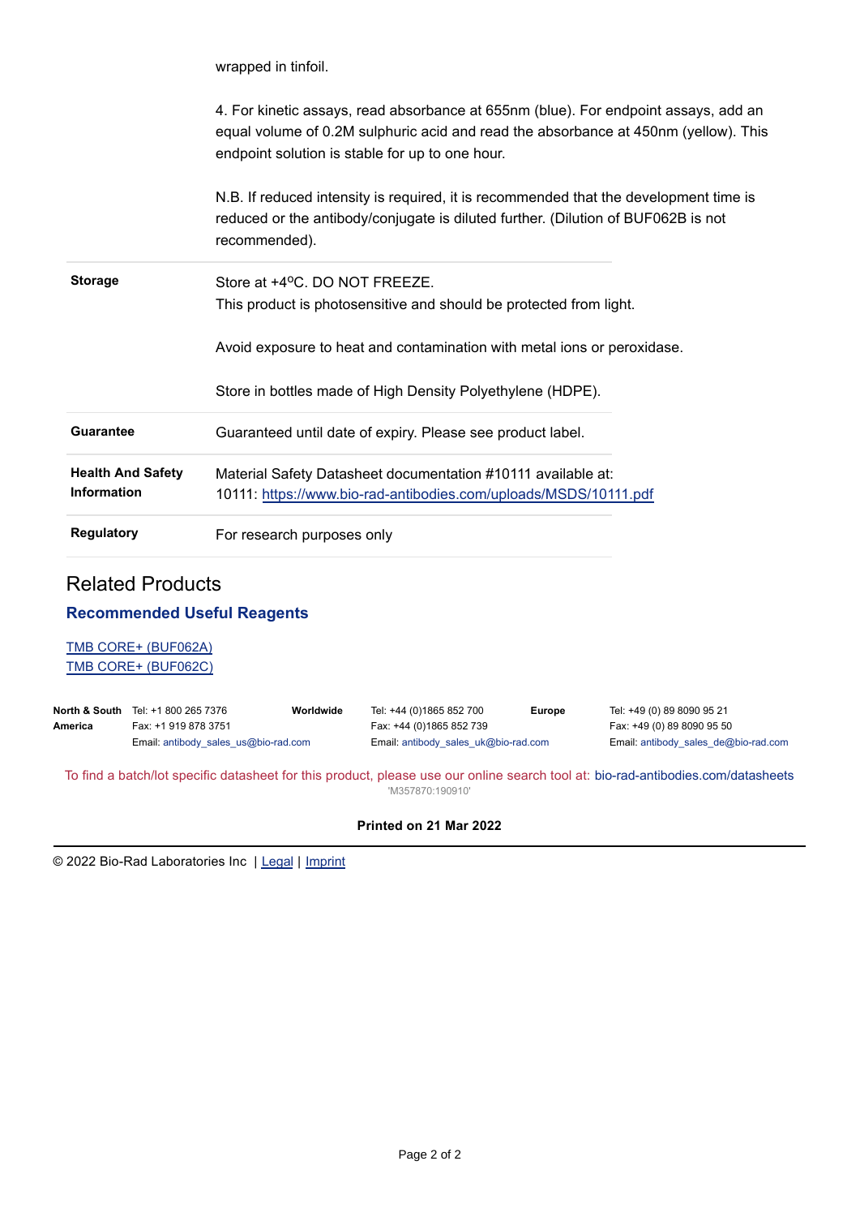wrapped in tinfoil.

4. For kinetic assays, read absorbance at 655nm (blue). For endpoint assays, add an equal volume of 0.2M sulphuric acid and read the absorbance at 450nm (yellow). This endpoint solution is stable for up to one hour.

N.B. If reduced intensity is required, it is recommended that the development time is reduced or the antibody/conjugate is diluted further. (Dilution of BUF062B is not recommended).

| | |
|---|---|
| **Storage** | Store at +4$^{o}$C. DO NOT FREEZE.<br>This product is photosensitive and should be protected from light.<br><br>Avoid exposure to heat and contamination with metal ions or peroxidase.<br><br>Store in bottles made of High Density Polyethylene (HDPE). |
| **Guarantee** | Guaranteed until date of expiry. Please see product label. |
| **Health And Safety Information** | Material Safety Datasheet documentation #10111 available at:<br>10111: https://www.bio-rad-antibodies.com/uploads/MSDS/10111.pdf |
| **Regulatory** | For research purposes only |

## Related Products

### Recommended Useful Reagents

TMB CORE+ (BUF062A)
TMB CORE+ (BUF062C)

| | | | |
|---|---|---|---|
| **North & South America** | Tel: +1 800 265 7376<br>Fax: +1 919 878 3751<br>Email: antibody_sales_us@bio-rad.com | | |
| **Worldwide** | Tel: +44 (0)1865 852 700<br>Fax: +44 (0)1865 852 739<br>Email: antibody_sales_uk@bio-rad.com | | |
| **Europe** | Tel: +49 (0) 89 8090 95 21<br>Fax: +49 (0) 89 8090 95 50<br>Email: antibody_sales_de@bio-rad.com | | |

To find a batch/lot specific datasheet for this product, please use our online search tool at: bio-rad-antibodies.com/datasheets

'M357870:190910'

**Printed on 21 Mar 2022**

© 2022 Bio-Rad Laboratories Inc | Legal | Imprint